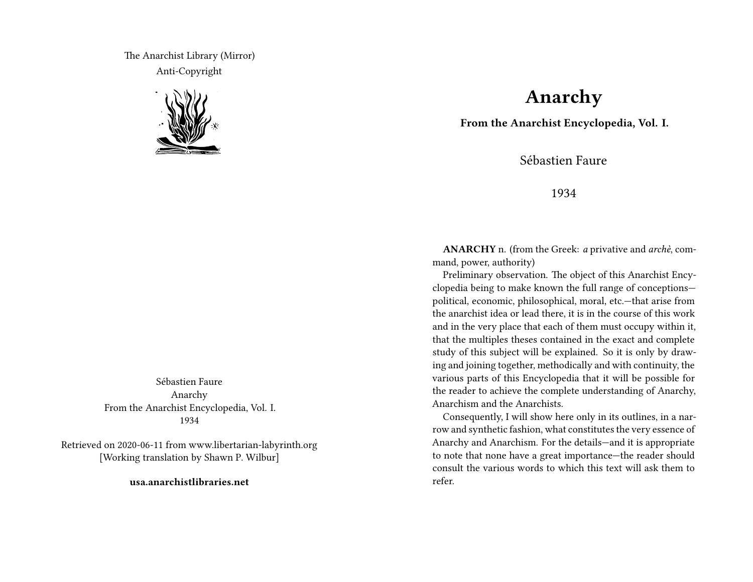The Anarchist Library (Mirror)
Anti-Copyright

Sébastien Faure
Anarchy
From the Anarchist Encyclopedia, Vol. I.
1934

Retrieved on 2020-06-11 from www.libertarian-labyrinth.org
[Working translation by Shawn P. Wilbur]

**usa.anarchistlibraries.net**

# Anarchy

**From the Anarchist Encyclopedia, Vol. I.**

Sébastien Faure

1934

**ANARCHY** n. (from the Greek: *a* privative and *archè*, command, power, authority)

Preliminary observation. The object of this Anarchist Encyclopedia being to make known the full range of conceptions—political, economic, philosophical, moral, etc.—that arise from the anarchist idea or lead there, it is in the course of this work and in the very place that each of them must occupy within it, that the multiples theses contained in the exact and complete study of this subject will be explained. So it is only by drawing and joining together, methodically and with continuity, the various parts of this Encyclopedia that it will be possible for the reader to achieve the complete understanding of Anarchy, Anarchism and the Anarchists.

Consequently, I will show here only in its outlines, in a narrow and synthetic fashion, what constitutes the very essence of Anarchy and Anarchism. For the details—and it is appropriate to note that none have a great importance—the reader should consult the various words to which this text will ask them to refer.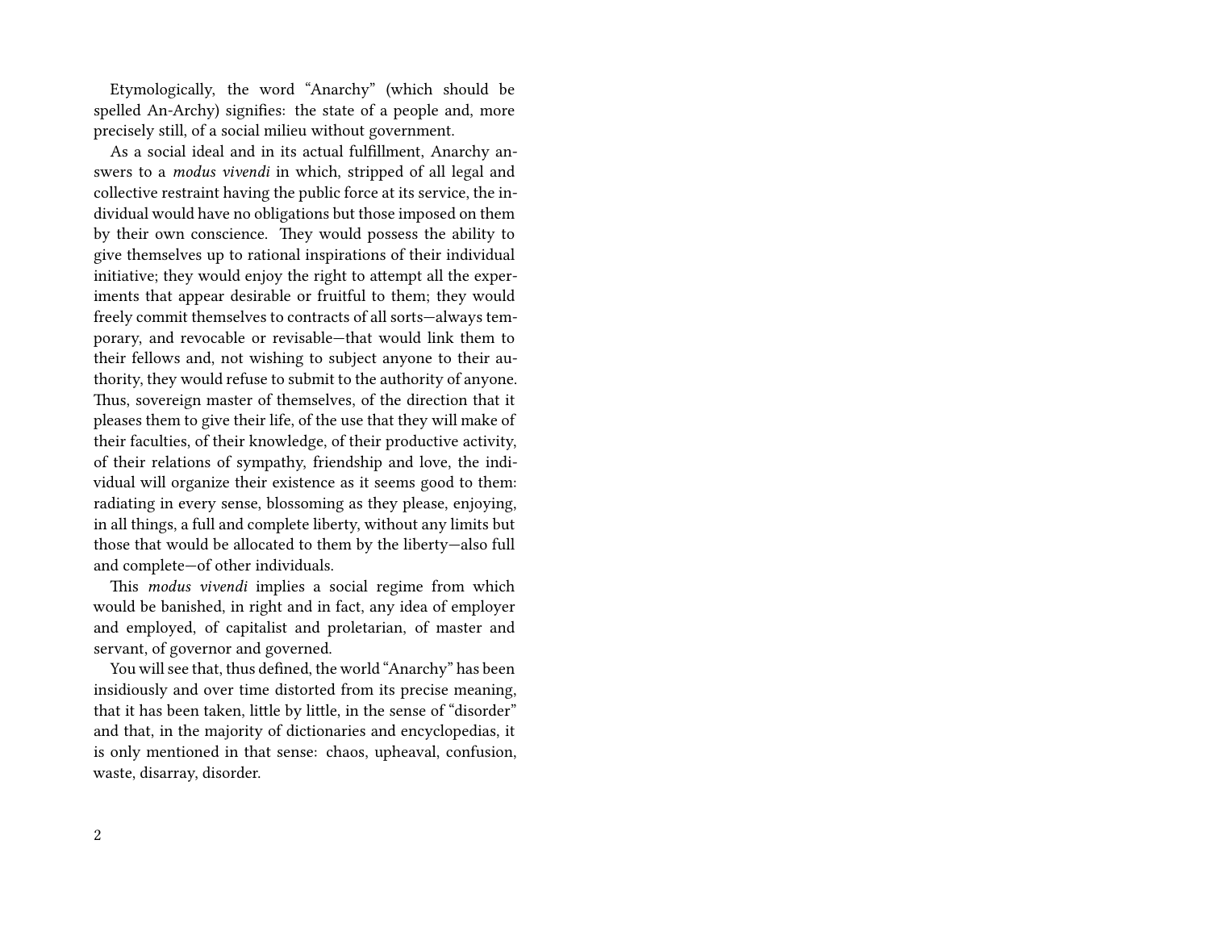Etymologically, the word "Anarchy" (which should be spelled An-Archy) signifies: the state of a people and, more precisely still, of a social milieu without government.

As a social ideal and in its actual fulfillment, Anarchy answers to a *modus vivendi* in which, stripped of all legal and collective restraint having the public force at its service, the individual would have no obligations but those imposed on them by their own conscience. They would possess the ability to give themselves up to rational inspirations of their individual initiative; they would enjoy the right to attempt all the experiments that appear desirable or fruitful to them; they would freely commit themselves to contracts of all sorts—always temporary, and revocable or revisable—that would link them to their fellows and, not wishing to subject anyone to their authority, they would refuse to submit to the authority of anyone. Thus, sovereign master of themselves, of the direction that it pleases them to give their life, of the use that they will make of their faculties, of their knowledge, of their productive activity, of their relations of sympathy, friendship and love, the individual will organize their existence as it seems good to them: radiating in every sense, blossoming as they please, enjoying, in all things, a full and complete liberty, without any limits but those that would be allocated to them by the liberty—also full and complete—of other individuals.

This *modus vivendi* implies a social regime from which would be banished, in right and in fact, any idea of employer and employed, of capitalist and proletarian, of master and servant, of governor and governed.

You will see that, thus defined, the world "Anarchy" has been insidiously and over time distorted from its precise meaning, that it has been taken, little by little, in the sense of "disorder" and that, in the majority of dictionaries and encyclopedias, it is only mentioned in that sense: chaos, upheaval, confusion, waste, disarray, disorder.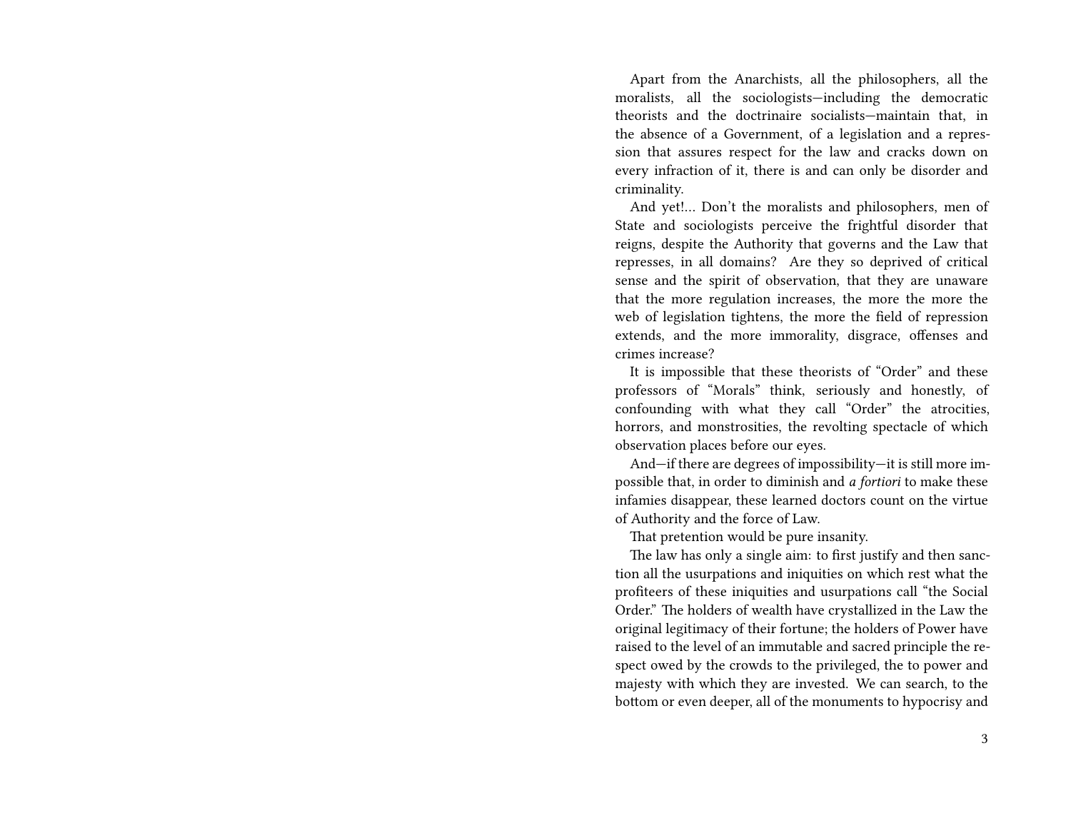Apart from the Anarchists, all the philosophers, all the moralists, all the sociologists—including the democratic theorists and the doctrinaire socialists—maintain that, in the absence of a Government, of a legislation and a repression that assures respect for the law and cracks down on every infraction of it, there is and can only be disorder and criminality.

And yet!… Don't the moralists and philosophers, men of State and sociologists perceive the frightful disorder that reigns, despite the Authority that governs and the Law that represses, in all domains? Are they so deprived of critical sense and the spirit of observation, that they are unaware that the more regulation increases, the more the more the web of legislation tightens, the more the field of repression extends, and the more immorality, disgrace, offenses and crimes increase?

It is impossible that these theorists of "Order" and these professors of "Morals" think, seriously and honestly, of confounding with what they call "Order" the atrocities, horrors, and monstrosities, the revolting spectacle of which observation places before our eyes.

And—if there are degrees of impossibility—it is still more impossible that, in order to diminish and *a fortiori* to make these infamies disappear, these learned doctors count on the virtue of Authority and the force of Law.

That pretention would be pure insanity.

The law has only a single aim: to first justify and then sanction all the usurpations and iniquities on which rest what the profiteers of these iniquities and usurpations call "the Social Order." The holders of wealth have crystallized in the Law the original legitimacy of their fortune; the holders of Power have raised to the level of an immutable and sacred principle the respect owed by the crowds to the privileged, the to power and majesty with which they are invested. We can search, to the bottom or even deeper, all of the monuments to hypocrisy and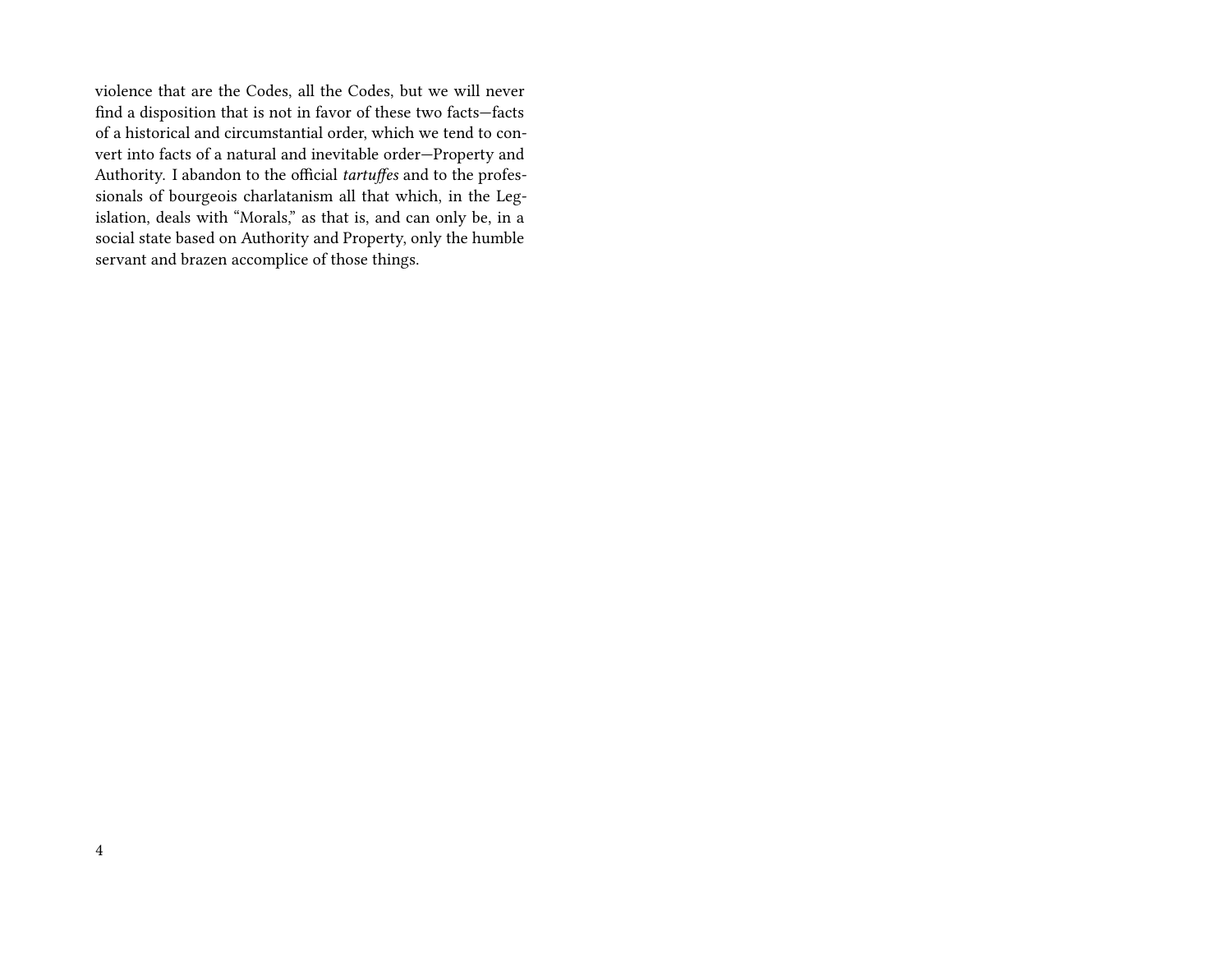violence that are the Codes, all the Codes, but we will never find a disposition that is not in favor of these two facts—facts of a historical and circumstantial order, which we tend to convert into facts of a natural and inevitable order—Property and Authority. I abandon to the official *tartuffes* and to the professionals of bourgeois charlatanism all that which, in the Legislation, deals with "Morals," as that is, and can only be, in a social state based on Authority and Property, only the humble servant and brazen accomplice of those things.